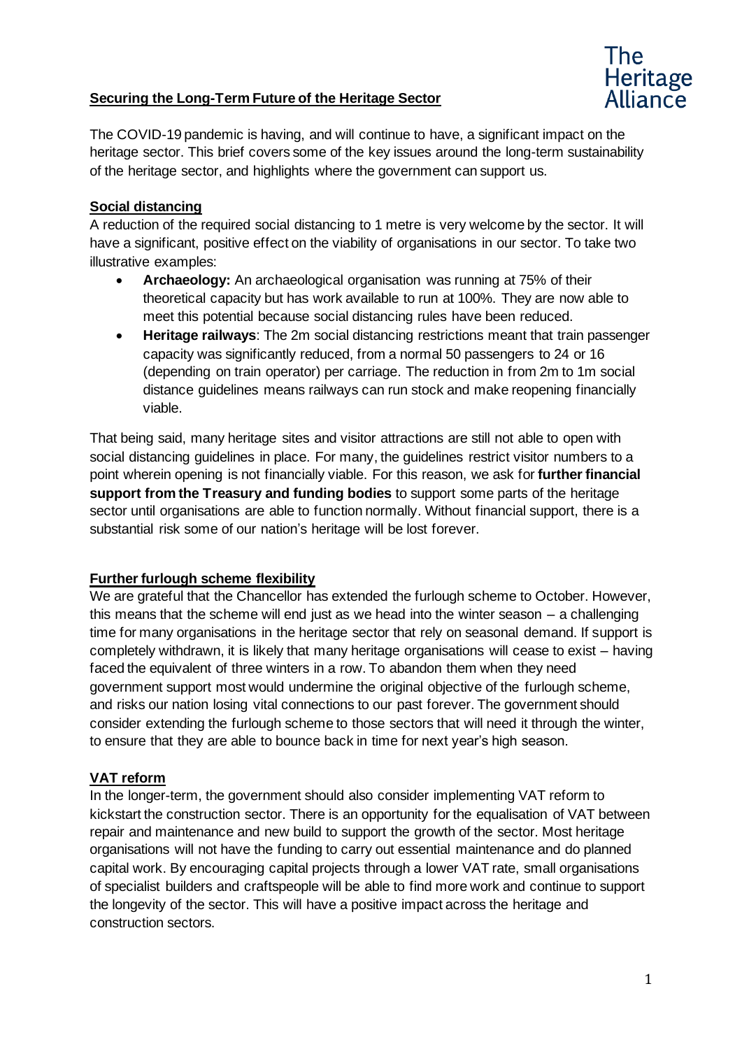The Heritage Alliance

# Securing the Long-Term Future of the Heritage Sector

The COVID-19 pandemic is having, and will continue to have, a significant impact on the heritage sector. This brief covers some of the key issues around the long-term sustainability of the heritage sector, and highlights where the government can support us.

## Social distancing

A reduction of the required social distancing to 1 metre is very welcome by the sector. It will have a significant, positive effect on the viability of organisations in our sector. To take two illustrative examples:

- **Archaeology:** An archaeological organisation was running at 75% of their theoretical capacity but has work available to run at 100%. They are now able to meet this potential because social distancing rules have been reduced.
- **Heritage railways**: The 2m social distancing restrictions meant that train passenger capacity was significantly reduced, from a normal 50 passengers to 24 or 16 (depending on train operator) per carriage. The reduction in from 2m to 1m social distance guidelines means railways can run stock and make reopening financially viable.

That being said, many heritage sites and visitor attractions are still not able to open with social distancing guidelines in place. For many, the guidelines restrict visitor numbers to a point wherein opening is not financially viable. For this reason, we ask for **further financial support from the Treasury and funding bodies** to support some parts of the heritage sector until organisations are able to function normally. Without financial support, there is a substantial risk some of our nation's heritage will be lost forever.

## Further furlough scheme flexibility

We are grateful that the Chancellor has extended the furlough scheme to October. However, this means that the scheme will end just as we head into the winter season – a challenging time for many organisations in the heritage sector that rely on seasonal demand. If support is completely withdrawn, it is likely that many heritage organisations will cease to exist – having faced the equivalent of three winters in a row. To abandon them when they need government support most would undermine the original objective of the furlough scheme, and risks our nation losing vital connections to our past forever. The government should consider extending the furlough scheme to those sectors that will need it through the winter, to ensure that they are able to bounce back in time for next year's high season.

## VAT reform

In the longer-term, the government should also consider implementing VAT reform to kickstart the construction sector. There is an opportunity for the equalisation of VAT between repair and maintenance and new build to support the growth of the sector. Most heritage organisations will not have the funding to carry out essential maintenance and do planned capital work. By encouraging capital projects through a lower VAT rate, small organisations of specialist builders and craftspeople will be able to find more work and continue to support the longevity of the sector. This will have a positive impact across the heritage and construction sectors.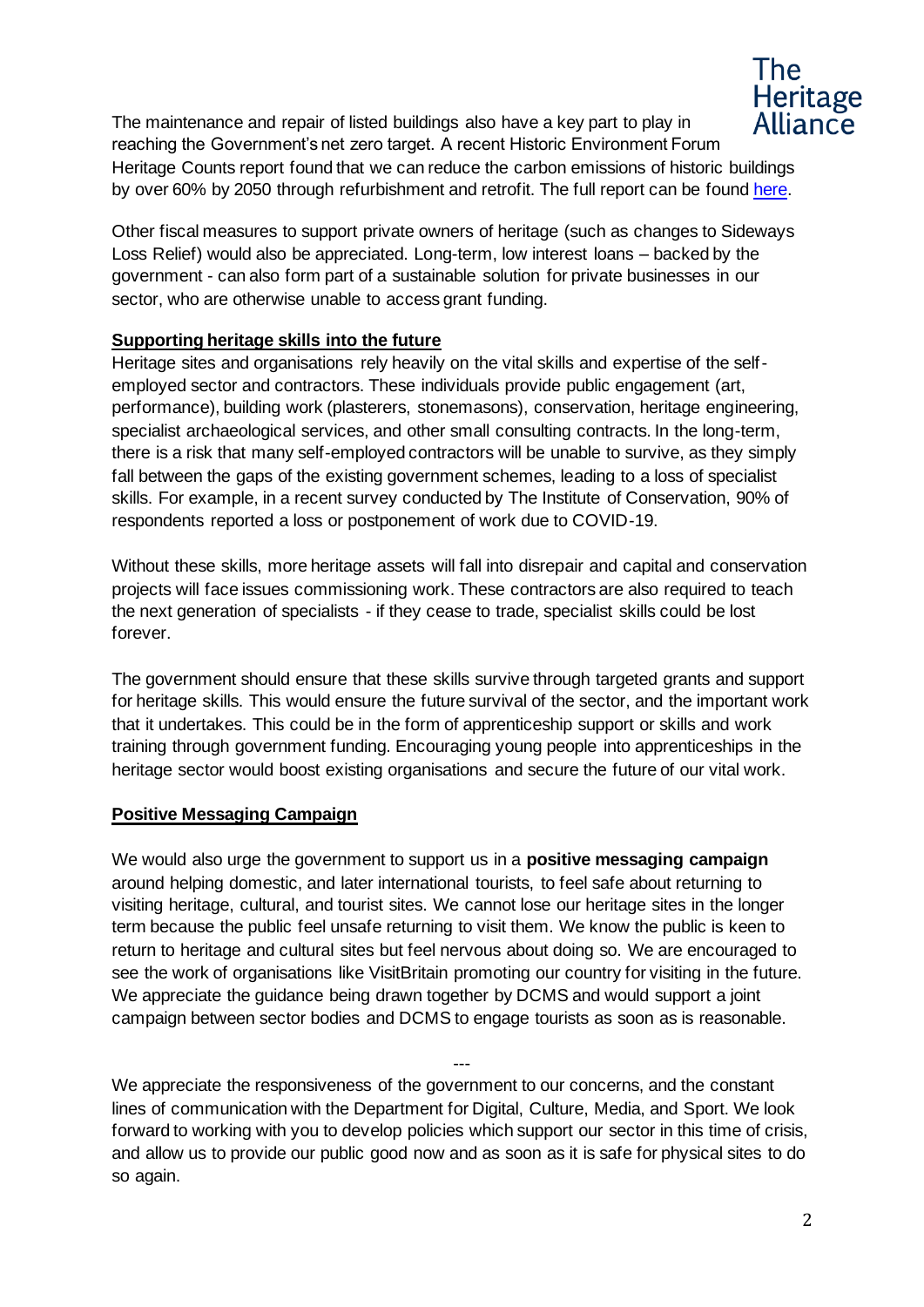The maintenance and repair of listed buildings also have a key part to play in reaching the Government's net zero target. A recent Historic Environment Forum Heritage Counts report found that we can reduce the carbon emissions of historic buildings by over 60% by 2050 through refurbishment and retrofit. The full report can be found [here](#).

Other fiscal measures to support private owners of heritage (such as changes to Sideways Loss Relief) would also be appreciated. Long-term, low interest loans – backed by the government - can also form part of a sustainable solution for private businesses in our sector, who are otherwise unable to access grant funding.

**Supporting heritage skills into the future**

Heritage sites and organisations rely heavily on the vital skills and expertise of the self-employed sector and contractors. These individuals provide public engagement (art, performance), building work (plasterers, stonemasons), conservation, heritage engineering, specialist archaeological services, and other small consulting contracts. In the long-term, there is a risk that many self-employed contractors will be unable to survive, as they simply fall between the gaps of the existing government schemes, leading to a loss of specialist skills. For example, in a recent survey conducted by The Institute of Conservation, 90% of respondents reported a loss or postponement of work due to COVID-19.

Without these skills, more heritage assets will fall into disrepair and capital and conservation projects will face issues commissioning work. These contractors are also required to teach the next generation of specialists - if they cease to trade, specialist skills could be lost forever.

The government should ensure that these skills survive through targeted grants and support for heritage skills. This would ensure the future survival of the sector, and the important work that it undertakes. This could be in the form of apprenticeship support or skills and work training through government funding. Encouraging young people into apprenticeships in the heritage sector would boost existing organisations and secure the future of our vital work.

**Positive Messaging Campaign**

We would also urge the government to support us in a **positive messaging campaign** around helping domestic, and later international tourists, to feel safe about returning to visiting heritage, cultural, and tourist sites. We cannot lose our heritage sites in the longer term because the public feel unsafe returning to visit them. We know the public is keen to return to heritage and cultural sites but feel nervous about doing so. We are encouraged to see the work of organisations like VisitBritain promoting our country for visiting in the future. We appreciate the guidance being drawn together by DCMS and would support a joint campaign between sector bodies and DCMS to engage tourists as soon as is reasonable.

---

We appreciate the responsiveness of the government to our concerns, and the constant lines of communication with the Department for Digital, Culture, Media, and Sport. We look forward to working with you to develop policies which support our sector in this time of crisis, and allow us to provide our public good now and as soon as it is safe for physical sites to do so again.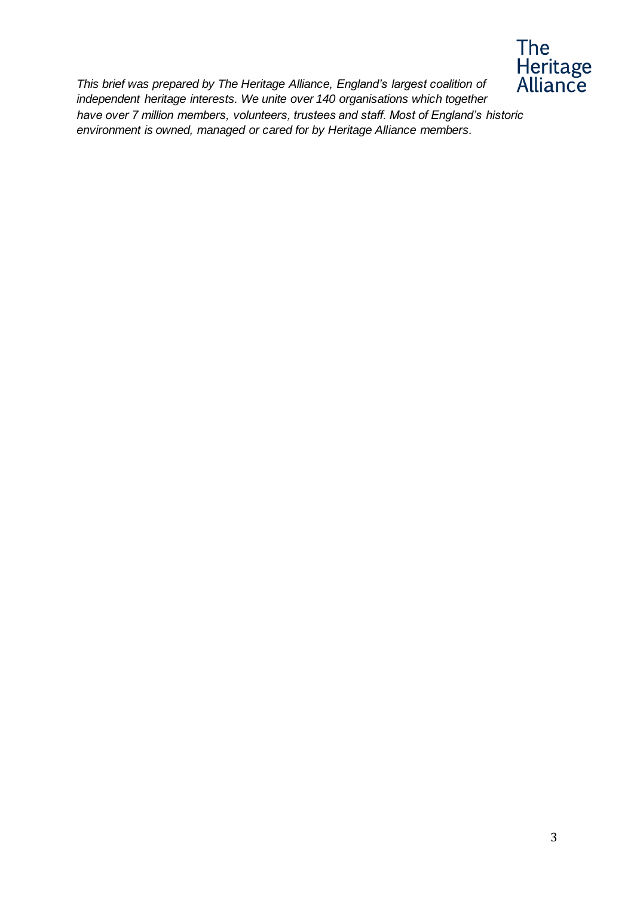*This brief was prepared by The Heritage Alliance, England's largest coalition of independent heritage interests. We unite over 140 organisations which together have over 7 million members, volunteers, trustees and staff. Most of England's historic environment is owned, managed or cared for by Heritage Alliance members.*